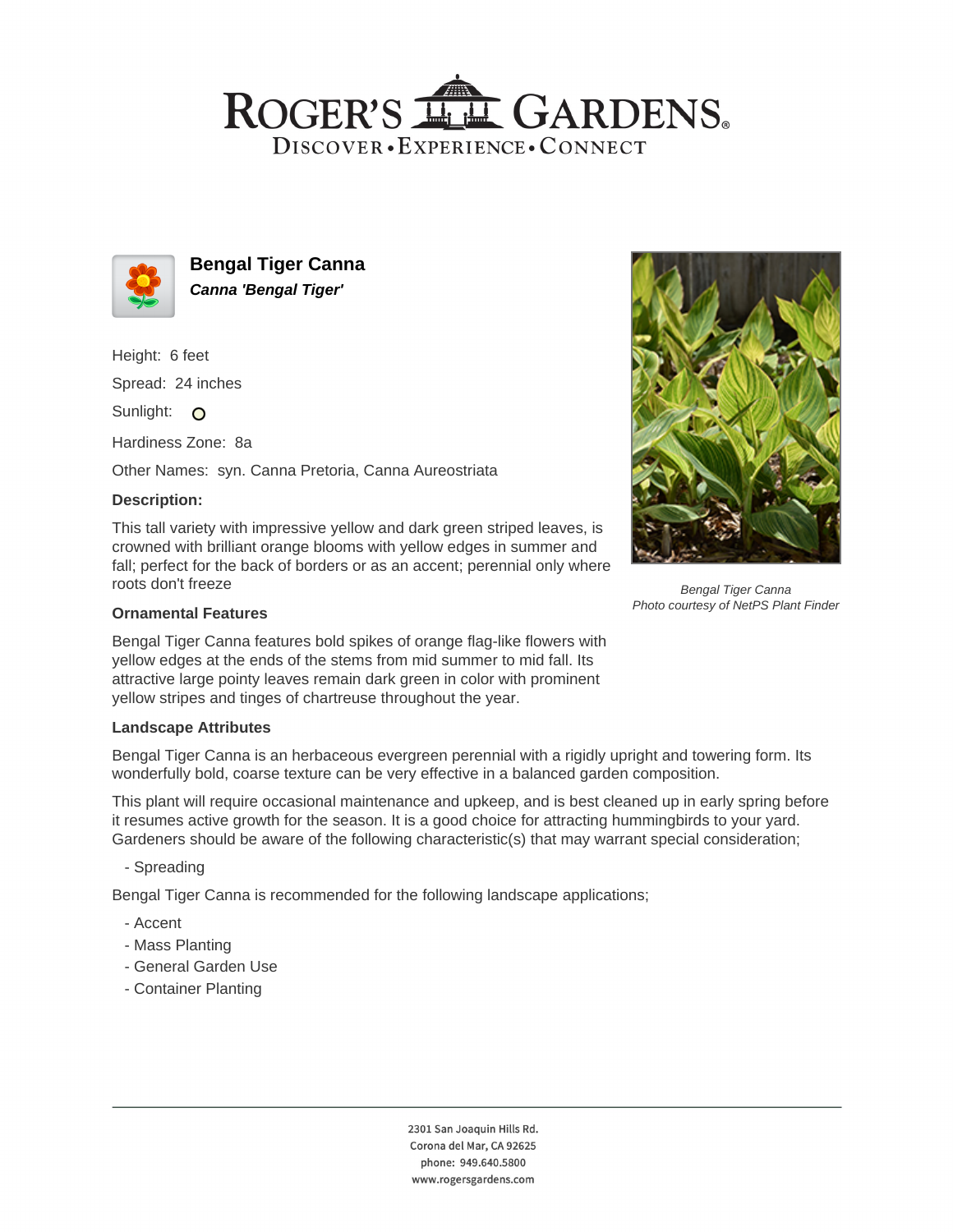# ROGER'S GARDENS

DISCOVER • EXPERIENCE • CONNECT

## Bengal Tiger Canna

***Canna 'Bengal Tiger'***

Height: 6 feet

Spread: 24 inches

Sunlight: 

Hardiness Zone: 8a

Other Names: syn. Canna Pretoria, Canna Aureostriata

### Description:

This tall variety with impressive yellow and dark green striped leaves, is crowned with brilliant orange blooms with yellow edges in summer and fall; perfect for the back of borders or as an accent; perennial only where roots don't freeze

*Bengal Tiger Canna*
*Photo courtesy of NetPS Plant Finder*

### Ornamental Features

Bengal Tiger Canna features bold spikes of orange flag-like flowers with yellow edges at the ends of the stems from mid summer to mid fall. Its attractive large pointy leaves remain dark green in color with prominent yellow stripes and tinges of chartreuse throughout the year.

### Landscape Attributes

Bengal Tiger Canna is an herbaceous evergreen perennial with a rigidly upright and towering form. Its wonderfully bold, coarse texture can be very effective in a balanced garden composition.

This plant will require occasional maintenance and upkeep, and is best cleaned up in early spring before it resumes active growth for the season. It is a good choice for attracting hummingbirds to your yard. Gardeners should be aware of the following characteristic(s) that may warrant special consideration;

- Spreading

Bengal Tiger Canna is recommended for the following landscape applications;

- Accent
- Mass Planting
- General Garden Use
- Container Planting

2301 San Joaquin Hills Rd.
Corona del Mar, CA 92625
phone: 949.640.5800
www.rogersgardens.com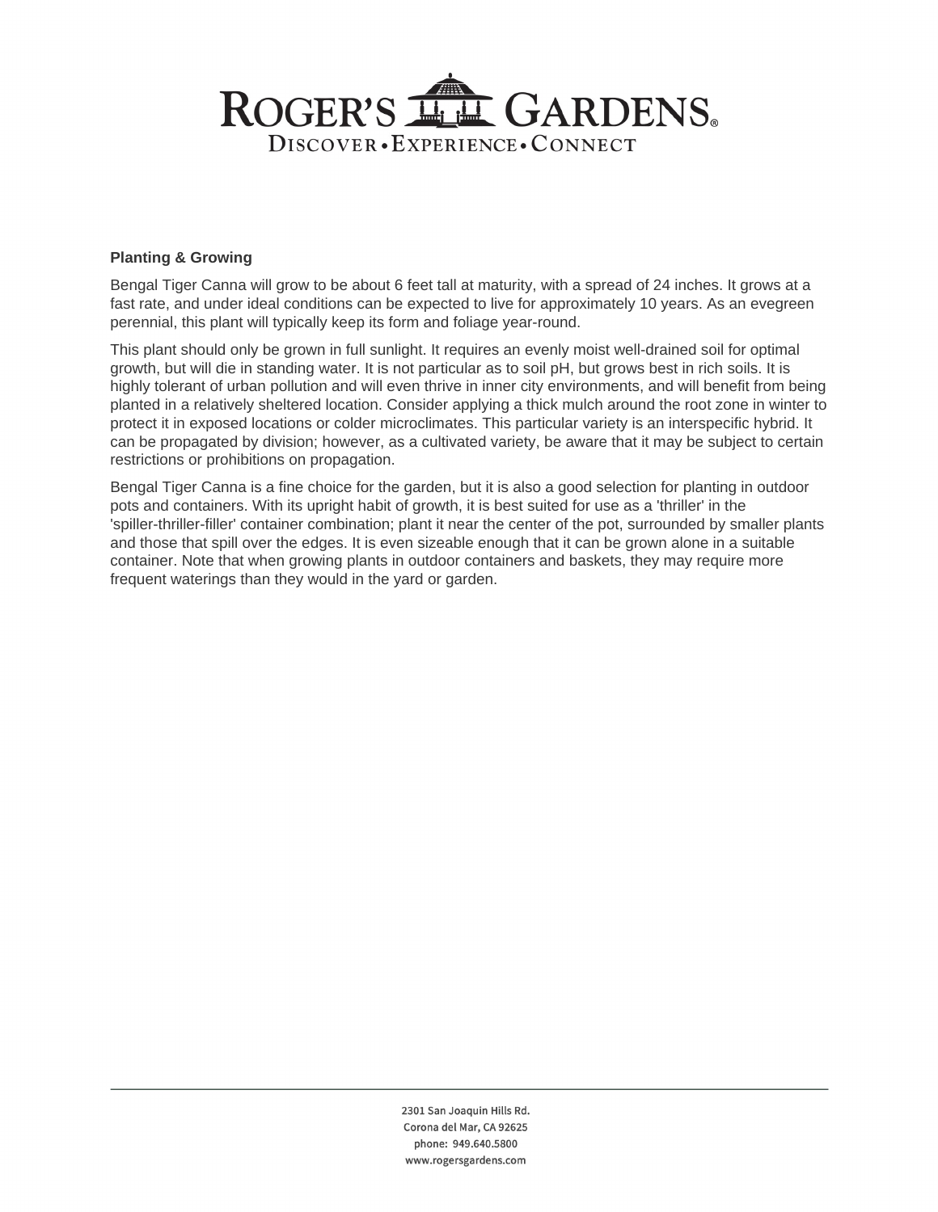**Planting & Growing**

Bengal Tiger Canna will grow to be about 6 feet tall at maturity, with a spread of 24 inches. It grows at a fast rate, and under ideal conditions can be expected to live for approximately 10 years. As an evegreen perennial, this plant will typically keep its form and foliage year-round.

This plant should only be grown in full sunlight. It requires an evenly moist well-drained soil for optimal growth, but will die in standing water. It is not particular as to soil pH, but grows best in rich soils. It is highly tolerant of urban pollution and will even thrive in inner city environments, and will benefit from being planted in a relatively sheltered location. Consider applying a thick mulch around the root zone in winter to protect it in exposed locations or colder microclimates. This particular variety is an interspecific hybrid. It can be propagated by division; however, as a cultivated variety, be aware that it may be subject to certain restrictions or prohibitions on propagation.

Bengal Tiger Canna is a fine choice for the garden, but it is also a good selection for planting in outdoor pots and containers. With its upright habit of growth, it is best suited for use as a 'thriller' in the 'spiller-thriller-filler' container combination; plant it near the center of the pot, surrounded by smaller plants and those that spill over the edges. It is even sizeable enough that it can be grown alone in a suitable container. Note that when growing plants in outdoor containers and baskets, they may require more frequent waterings than they would in the yard or garden.